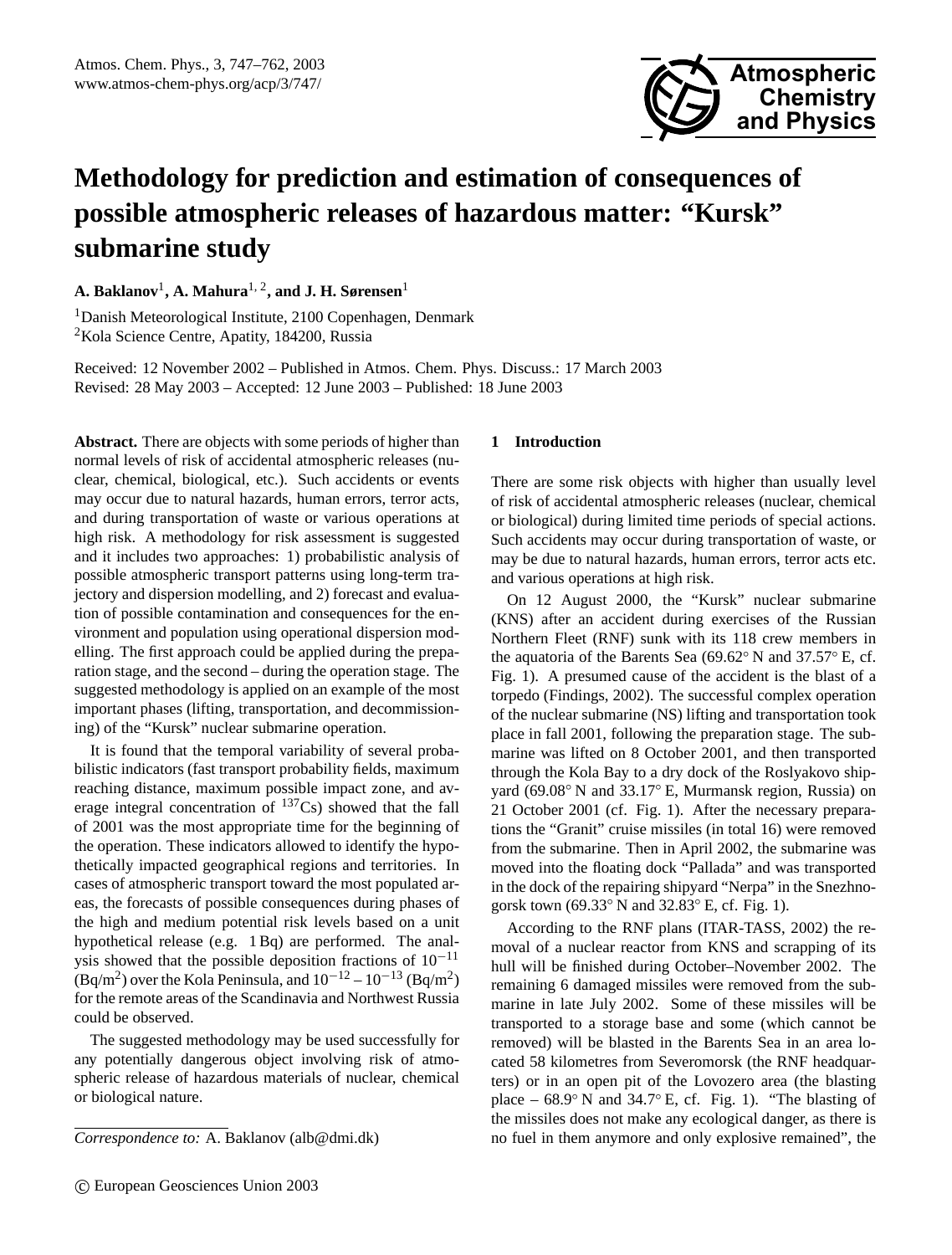# Methodology for prediction and estimation of consequences of possible atmospheric releases of hazardous matter: "Kursk" submarine study

**A. Baklanov[1], A. Mahura[1, 2], and J. H. Sørensen[1]**

[1]Danish Meteorological Institute, 2100 Copenhagen, Denmark
[2]Kola Science Centre, Apatity, 184200, Russia

Received: 12 November 2002 – Published in Atmos. Chem. Phys. Discuss.: 17 March 2003
Revised: 28 May 2003 – Accepted: 12 June 2003 – Published: 18 June 2003

**Abstract.** There are objects with some periods of higher than normal levels of risk of accidental atmospheric releases (nuclear, chemical, biological, etc.). Such accidents or events may occur due to natural hazards, human errors, terror acts, and during transportation of waste or various operations at high risk. A methodology for risk assessment is suggested and it includes two approaches: 1) probabilistic analysis of possible atmospheric transport patterns using long-term trajectory and dispersion modelling, and 2) forecast and evaluation of possible contamination and consequences for the environment and population using operational dispersion modelling. The first approach could be applied during the preparation stage, and the second – during the operation stage. The suggested methodology is applied on an example of the most important phases (lifting, transportation, and decommissioning) of the "Kursk" nuclear submarine operation.

It is found that the temporal variability of several probabilistic indicators (fast transport probability fields, maximum reaching distance, maximum possible impact zone, and average integral concentration of $^{137}$Cs) showed that the fall of 2001 was the most appropriate time for the beginning of the operation. These indicators allowed to identify the hypothetically impacted geographical regions and territories. In cases of atmospheric transport toward the most populated areas, the forecasts of possible consequences during phases of the high and medium potential risk levels based on a unit hypothetical release (e.g. 1 Bq) are performed. The analysis showed that the possible deposition fractions of $10^{-11}$ (Bq/m$^2$) over the Kola Peninsula, and $10^{-12}$ – $10^{-13}$ (Bq/m$^2$) for the remote areas of the Scandinavia and Northwest Russia could be observed.

The suggested methodology may be used successfully for any potentially dangerous object involving risk of atmospheric release of hazardous materials of nuclear, chemical or biological nature.

*Correspondence to:* A. Baklanov (alb@dmi.dk)

## 1 Introduction

There are some risk objects with higher than usually level of risk of accidental atmospheric releases (nuclear, chemical or biological) during limited time periods of special actions. Such accidents may occur during transportation of waste, or may be due to natural hazards, human errors, terror acts etc. and various operations at high risk.

On 12 August 2000, the "Kursk" nuclear submarine (KNS) after an accident during exercises of the Russian Northern Fleet (RNF) sunk with its 118 crew members in the aquatoria of the Barents Sea (69.62° N and 37.57° E, cf. Fig. 1). A presumed cause of the accident is the blast of a torpedo (Findings, 2002). The successful complex operation of the nuclear submarine (NS) lifting and transportation took place in fall 2001, following the preparation stage. The submarine was lifted on 8 October 2001, and then transported through the Kola Bay to a dry dock of the Roslyakovo shipyard (69.08° N and 33.17° E, Murmansk region, Russia) on 21 October 2001 (cf. Fig. 1). After the necessary preparations the "Granit" cruise missiles (in total 16) were removed from the submarine. Then in April 2002, the submarine was moved into the floating dock "Pallada" and was transported in the dock of the repairing shipyard "Nerpa" in the Snezhnogorsk town (69.33° N and 32.83° E, cf. Fig. 1).

According to the RNF plans (ITAR-TASS, 2002) the removal of a nuclear reactor from KNS and scrapping of its hull will be finished during October–November 2002. The remaining 6 damaged missiles were removed from the submarine in late July 2002. Some of these missiles will be transported to a storage base and some (which cannot be removed) will be blasted in the Barents Sea in an area located 58 kilometres from Severomorsk (the RNF headquarters) or in an open pit of the Lovozero area (the blasting place – 68.9° N and 34.7° E, cf. Fig. 1). "The blasting of the missiles does not make any ecological danger, as there is no fuel in them anymore and only explosive remained", the

© European Geosciences Union 2003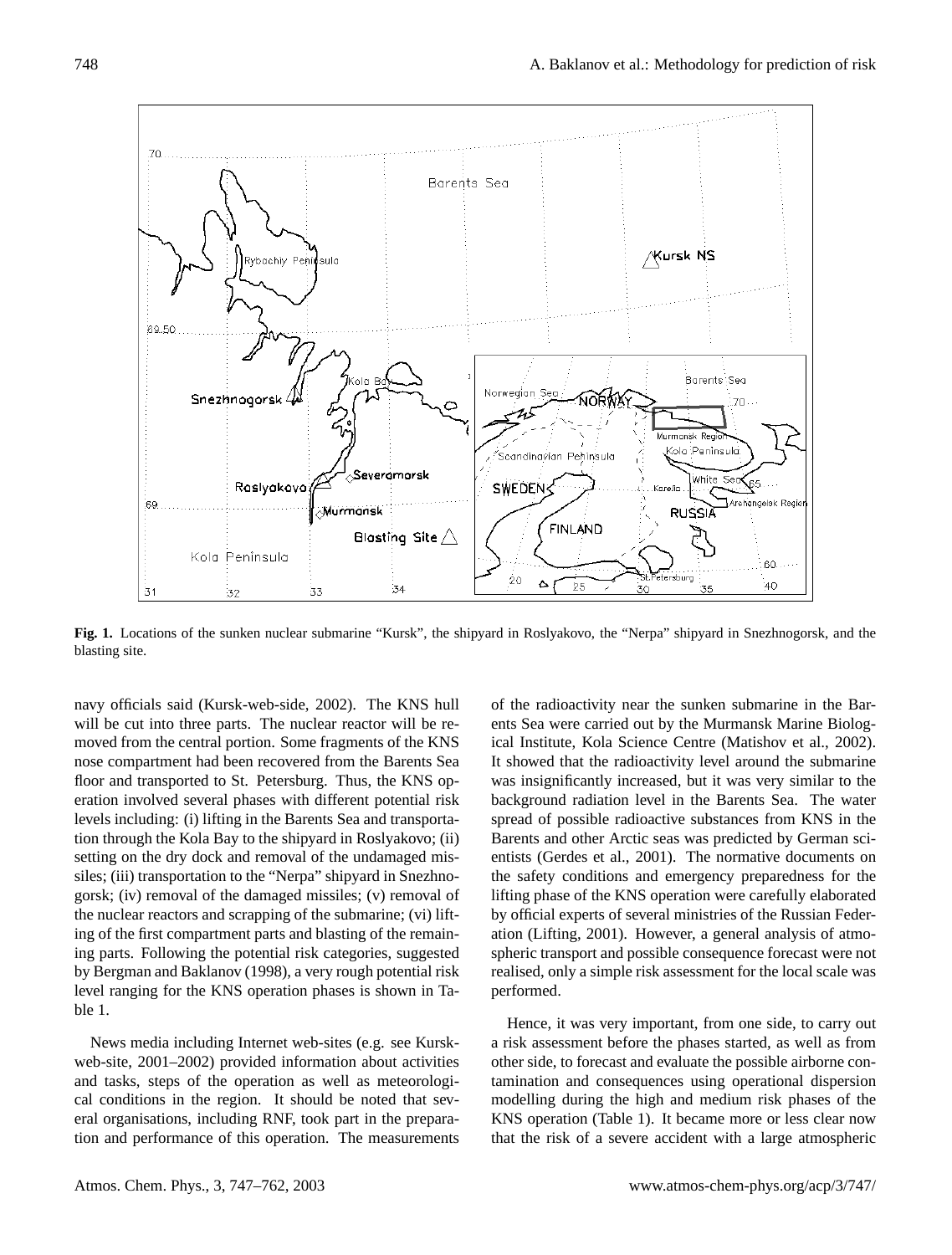**Fig. 1.** Locations of the sunken nuclear submarine "Kursk", the shipyard in Roslyakovo, the "Nerpa" shipyard in Snezhnogorsk, and the blasting site.

navy officials said (Kursk-web-side, 2002). The KNS hull will be cut into three parts. The nuclear reactor will be removed from the central portion. Some fragments of the KNS nose compartment had been recovered from the Barents Sea floor and transported to St. Petersburg. Thus, the KNS operation involved several phases with different potential risk levels including: (i) lifting in the Barents Sea and transportation through the Kola Bay to the shipyard in Roslyakovo; (ii) setting on the dry dock and removal of the undamaged missiles; (iii) transportation to the "Nerpa" shipyard in Snezhnogorsk; (iv) removal of the damaged missiles; (v) removal of the nuclear reactors and scrapping of the submarine; (vi) lifting of the first compartment parts and blasting of the remaining parts. Following the potential risk categories, suggested by Bergman and Baklanov (1998), a very rough potential risk level ranging for the KNS operation phases is shown in Table 1.

News media including Internet web-sites (e.g. see Kursk-web-site, 2001–2002) provided information about activities and tasks, steps of the operation as well as meteorological conditions in the region. It should be noted that several organisations, including RNF, took part in the preparation and performance of this operation. The measurements of the radioactivity near the sunken submarine in the Barents Sea were carried out by the Murmansk Marine Biological Institute, Kola Science Centre (Matishov et al., 2002). It showed that the radioactivity level around the submarine was insignificantly increased, but it was very similar to the background radiation level in the Barents Sea. The water spread of possible radioactive substances from KNS in the Barents and other Arctic seas was predicted by German scientists (Gerdes et al., 2001). The normative documents on the safety conditions and emergency preparedness for the lifting phase of the KNS operation were carefully elaborated by official experts of several ministries of the Russian Federation (Lifting, 2001). However, a general analysis of atmospheric transport and possible consequence forecast were not realised, only a simple risk assessment for the local scale was performed.

Hence, it was very important, from one side, to carry out a risk assessment before the phases started, as well as from other side, to forecast and evaluate the possible airborne contamination and consequences using operational dispersion modelling during the high and medium risk phases of the KNS operation (Table 1). It became more or less clear now that the risk of a severe accident with a large atmospheric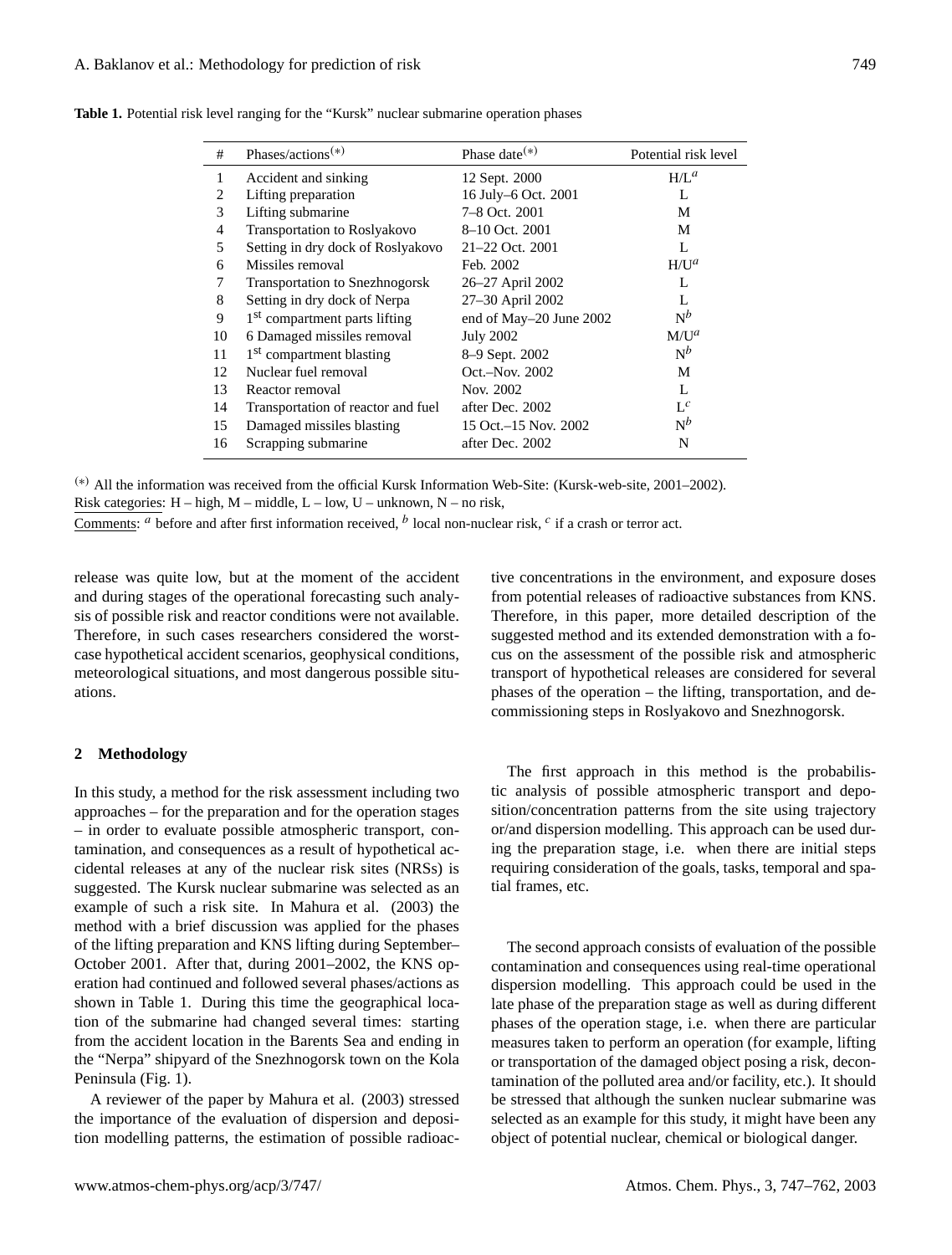**Table 1.** Potential risk level ranging for the "Kursk" nuclear submarine operation phases

| # | Phases/actions[(*)] | Phase date[(*)] | Potential risk level |
|---|---|---|---|
| 1 | Accident and sinking | 12 Sept. 2000 | H/L[a] |
| 2 | Lifting preparation | 16 July–6 Oct. 2001 | L |
| 3 | Lifting submarine | 7–8 Oct. 2001 | M |
| 4 | Transportation to Roslyakovo | 8–10 Oct. 2001 | M |
| 5 | Setting in dry dock of Roslyakovo | 21–22 Oct. 2001 | L |
| 6 | Missiles removal | Feb. 2002 | H/U[a] |
| 7 | Transportation to Snezhnogorsk | 26–27 April 2002 | L |
| 8 | Setting in dry dock of Nerpa | 27–30 April 2002 | L |
| 9 | 1st compartment parts lifting | end of May–20 June 2002 | N[b] |
| 10 | 6 Damaged missiles removal | July 2002 | M/U[a] |
| 11 | 1st compartment blasting | 8–9 Sept. 2002 | N[b] |
| 12 | Nuclear fuel removal | Oct.–Nov. 2002 | M |
| 13 | Reactor removal | Nov. 2002 | L |
| 14 | Transportation of reactor and fuel | after Dec. 2002 | L[c] |
| 15 | Damaged missiles blasting | 15 Oct.–15 Nov. 2002 | N[b] |
| 16 | Scrapping submarine | after Dec. 2002 | N |

[(*)] All the information was received from the official Kursk Information Web-Site: (Kursk-web-site, 2001–2002).
Risk categories: H – high, M – middle, L – low, U – unknown, N – no risk,
Comments: [a] before and after first information received, [b] local non-nuclear risk, [c] if a crash or terror act.

release was quite low, but at the moment of the accident and during stages of the operational forecasting such analysis of possible risk and reactor conditions were not available. Therefore, in such cases researchers considered the worst-case hypothetical accident scenarios, geophysical conditions, meteorological situations, and most dangerous possible situations.

## 2 Methodology

In this study, a method for the risk assessment including two approaches – for the preparation and for the operation stages – in order to evaluate possible atmospheric transport, contamination, and consequences as a result of hypothetical accidental releases at any of the nuclear risk sites (NRSs) is suggested. The Kursk nuclear submarine was selected as an example of such a risk site. In Mahura et al. (2003) the method with a brief discussion was applied for the phases of the lifting preparation and KNS lifting during September–October 2001. After that, during 2001–2002, the KNS operation had continued and followed several phases/actions as shown in Table 1. During this time the geographical location of the submarine had changed several times: starting from the accident location in the Barents Sea and ending in the "Nerpa" shipyard of the Snezhnogorsk town on the Kola Peninsula (Fig. 1).

A reviewer of the paper by Mahura et al. (2003) stressed the importance of the evaluation of dispersion and deposition modelling patterns, the estimation of possible radioactive concentrations in the environment, and exposure doses from potential releases of radioactive substances from KNS. Therefore, in this paper, more detailed description of the suggested method and its extended demonstration with a focus on the assessment of the possible risk and atmospheric transport of hypothetical releases are considered for several phases of the operation – the lifting, transportation, and decommissioning steps in Roslyakovo and Snezhnogorsk.

The first approach in this method is the probabilistic analysis of possible atmospheric transport and deposition/concentration patterns from the site using trajectory or/and dispersion modelling. This approach can be used during the preparation stage, i.e. when there are initial steps requiring consideration of the goals, tasks, temporal and spatial frames, etc.

The second approach consists of evaluation of the possible contamination and consequences using real-time operational dispersion modelling. This approach could be used in the late phase of the preparation stage as well as during different phases of the operation stage, i.e. when there are particular measures taken to perform an operation (for example, lifting or transportation of the damaged object posing a risk, decontamination of the polluted area and/or facility, etc.). It should be stressed that although the sunken nuclear submarine was selected as an example for this study, it might have been any object of potential nuclear, chemical or biological danger.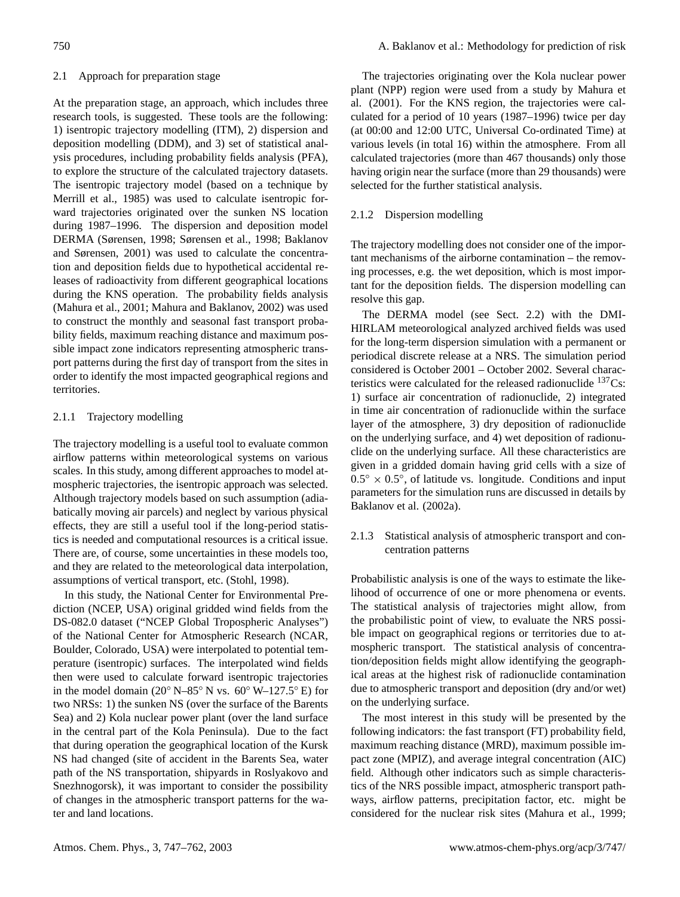### 2.1 Approach for preparation stage

At the preparation stage, an approach, which includes three research tools, is suggested. These tools are the following: 1) isentropic trajectory modelling (ITM), 2) dispersion and deposition modelling (DDM), and 3) set of statistical analysis procedures, including probability fields analysis (PFA), to explore the structure of the calculated trajectory datasets. The isentropic trajectory model (based on a technique by Merrill et al., 1985) was used to calculate isentropic forward trajectories originated over the sunken NS location during 1987–1996. The dispersion and deposition model DERMA (Sørensen, 1998; Sørensen et al., 1998; Baklanov and Sørensen, 2001) was used to calculate the concentration and deposition fields due to hypothetical accidental releases of radioactivity from different geographical locations during the KNS operation. The probability fields analysis (Mahura et al., 2001; Mahura and Baklanov, 2002) was used to construct the monthly and seasonal fast transport probability fields, maximum reaching distance and maximum possible impact zone indicators representing atmospheric transport patterns during the first day of transport from the sites in order to identify the most impacted geographical regions and territories.

#### 2.1.1 Trajectory modelling

The trajectory modelling is a useful tool to evaluate common airflow patterns within meteorological systems on various scales. In this study, among different approaches to model atmospheric trajectories, the isentropic approach was selected. Although trajectory models based on such assumption (adiabatically moving air parcels) and neglect by various physical effects, they are still a useful tool if the long-period statistics is needed and computational resources is a critical issue. There are, of course, some uncertainties in these models too, and they are related to the meteorological data interpolation, assumptions of vertical transport, etc. (Stohl, 1998).

In this study, the National Center for Environmental Prediction (NCEP, USA) original gridded wind fields from the DS-082.0 dataset ("NCEP Global Tropospheric Analyses") of the National Center for Atmospheric Research (NCAR, Boulder, Colorado, USA) were interpolated to potential temperature (isentropic) surfaces. The interpolated wind fields then were used to calculate forward isentropic trajectories in the model domain (20° N–85° N vs. 60° W–127.5° E) for two NRSs: 1) the sunken NS (over the surface of the Barents Sea) and 2) Kola nuclear power plant (over the land surface in the central part of the Kola Peninsula). Due to the fact that during operation the geographical location of the Kursk NS had changed (site of accident in the Barents Sea, water path of the NS transportation, shipyards in Roslyakovo and Snezhnogorsk), it was important to consider the possibility of changes in the atmospheric transport patterns for the water and land locations.

The trajectories originating over the Kola nuclear power plant (NPP) region were used from a study by Mahura et al. (2001). For the KNS region, the trajectories were calculated for a period of 10 years (1987–1996) twice per day (at 00:00 and 12:00 UTC, Universal Co-ordinated Time) at various levels (in total 16) within the atmosphere. From all calculated trajectories (more than 467 thousands) only those having origin near the surface (more than 29 thousands) were selected for the further statistical analysis.

#### 2.1.2 Dispersion modelling

The trajectory modelling does not consider one of the important mechanisms of the airborne contamination – the removing processes, e.g. the wet deposition, which is most important for the deposition fields. The dispersion modelling can resolve this gap.

The DERMA model (see Sect. 2.2) with the DMI-HIRLAM meteorological analyzed archived fields was used for the long-term dispersion simulation with a permanent or periodical discrete release at a NRS. The simulation period considered is October 2001 – October 2002. Several characteristics were calculated for the released radionuclide $^{137}$Cs: 1) surface air concentration of radionuclide, 2) integrated in time air concentration of radionuclide within the surface layer of the atmosphere, 3) dry deposition of radionuclide on the underlying surface, and 4) wet deposition of radionuclide on the underlying surface. All these characteristics are given in a gridded domain having grid cells with a size of $0.5° \times 0.5°$, of latitude vs. longitude. Conditions and input parameters for the simulation runs are discussed in details by Baklanov et al. (2002a).

#### 2.1.3 Statistical analysis of atmospheric transport and concentration patterns

Probabilistic analysis is one of the ways to estimate the likelihood of occurrence of one or more phenomena or events. The statistical analysis of trajectories might allow, from the probabilistic point of view, to evaluate the NRS possible impact on geographical regions or territories due to atmospheric transport. The statistical analysis of concentration/deposition fields might allow identifying the geographical areas at the highest risk of radionuclide contamination due to atmospheric transport and deposition (dry and/or wet) on the underlying surface.

The most interest in this study will be presented by the following indicators: the fast transport (FT) probability field, maximum reaching distance (MRD), maximum possible impact zone (MPIZ), and average integral concentration (AIC) field. Although other indicators such as simple characteristics of the NRS possible impact, atmospheric transport pathways, airflow patterns, precipitation factor, etc. might be considered for the nuclear risk sites (Mahura et al., 1999;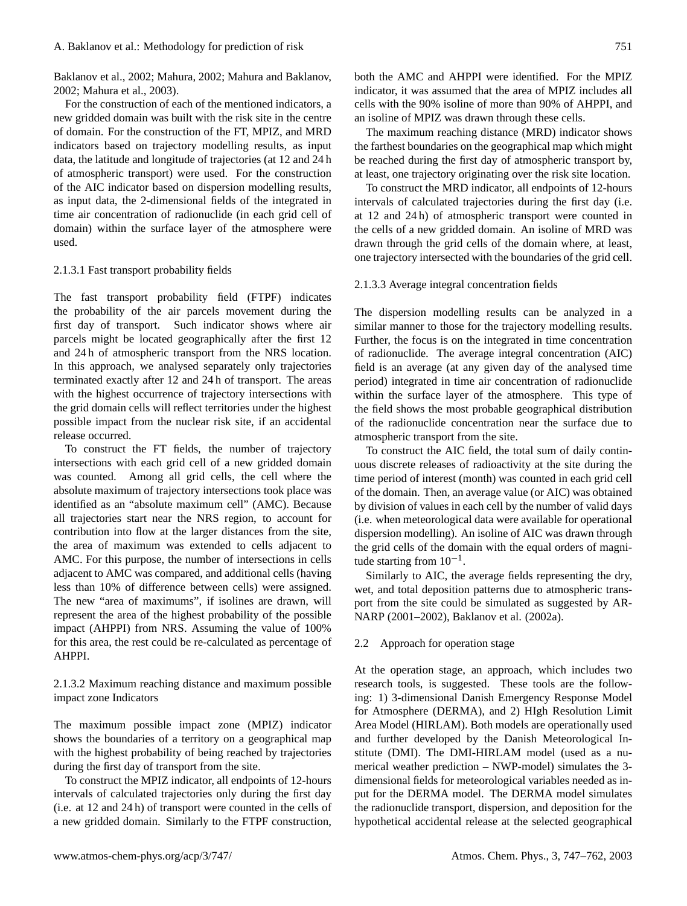Baklanov et al., 2002; Mahura, 2002; Mahura and Baklanov, 2002; Mahura et al., 2003).

For the construction of each of the mentioned indicators, a new gridded domain was built with the risk site in the centre of domain. For the construction of the FT, MPIZ, and MRD indicators based on trajectory modelling results, as input data, the latitude and longitude of trajectories (at 12 and 24 h of atmospheric transport) were used. For the construction of the AIC indicator based on dispersion modelling results, as input data, the 2-dimensional fields of the integrated in time air concentration of radionuclide (in each grid cell of domain) within the surface layer of the atmosphere were used.

#### 2.1.3.1 Fast transport probability fields

The fast transport probability field (FTPF) indicates the probability of the air parcels movement during the first day of transport. Such indicator shows where air parcels might be located geographically after the first 12 and 24 h of atmospheric transport from the NRS location. In this approach, we analysed separately only trajectories terminated exactly after 12 and 24 h of transport. The areas with the highest occurrence of trajectory intersections with the grid domain cells will reflect territories under the highest possible impact from the nuclear risk site, if an accidental release occurred.

To construct the FT fields, the number of trajectory intersections with each grid cell of a new gridded domain was counted. Among all grid cells, the cell where the absolute maximum of trajectory intersections took place was identified as an "absolute maximum cell" (AMC). Because all trajectories start near the NRS region, to account for contribution into flow at the larger distances from the site, the area of maximum was extended to cells adjacent to AMC. For this purpose, the number of intersections in cells adjacent to AMC was compared, and additional cells (having less than 10% of difference between cells) were assigned. The new "area of maximums", if isolines are drawn, will represent the area of the highest probability of the possible impact (AHPPI) from NRS. Assuming the value of 100% for this area, the rest could be re-calculated as percentage of AHPPI.

#### 2.1.3.2 Maximum reaching distance and maximum possible impact zone Indicators

The maximum possible impact zone (MPIZ) indicator shows the boundaries of a territory on a geographical map with the highest probability of being reached by trajectories during the first day of transport from the site.

To construct the MPIZ indicator, all endpoints of 12-hours intervals of calculated trajectories only during the first day (i.e. at 12 and 24 h) of transport were counted in the cells of a new gridded domain. Similarly to the FTPF construction, both the AMC and AHPPI were identified. For the MPIZ indicator, it was assumed that the area of MPIZ includes all cells with the 90% isoline of more than 90% of AHPPI, and an isoline of MPIZ was drawn through these cells.

The maximum reaching distance (MRD) indicator shows the farthest boundaries on the geographical map which might be reached during the first day of atmospheric transport by, at least, one trajectory originating over the risk site location.

To construct the MRD indicator, all endpoints of 12-hours intervals of calculated trajectories during the first day (i.e. at 12 and 24 h) of atmospheric transport were counted in the cells of a new gridded domain. An isoline of MRD was drawn through the grid cells of the domain where, at least, one trajectory intersected with the boundaries of the grid cell.

#### 2.1.3.3 Average integral concentration fields

The dispersion modelling results can be analyzed in a similar manner to those for the trajectory modelling results. Further, the focus is on the integrated in time concentration of radionuclide. The average integral concentration (AIC) field is an average (at any given day of the analysed time period) integrated in time air concentration of radionuclide within the surface layer of the atmosphere. This type of the field shows the most probable geographical distribution of the radionuclide concentration near the surface due to atmospheric transport from the site.

To construct the AIC field, the total sum of daily continuous discrete releases of radioactivity at the site during the time period of interest (month) was counted in each grid cell of the domain. Then, an average value (or AIC) was obtained by division of values in each cell by the number of valid days (i.e. when meteorological data were available for operational dispersion modelling). An isoline of AIC was drawn through the grid cells of the domain with the equal orders of magnitude starting from $10^{-1}$.

Similarly to AIC, the average fields representing the dry, wet, and total deposition patterns due to atmospheric transport from the site could be simulated as suggested by AR-NARP (2001–2002), Baklanov et al. (2002a).

### 2.2 Approach for operation stage

At the operation stage, an approach, which includes two research tools, is suggested. These tools are the following: 1) 3-dimensional Danish Emergency Response Model for Atmosphere (DERMA), and 2) HIgh Resolution Limit Area Model (HIRLAM). Both models are operationally used and further developed by the Danish Meteorological Institute (DMI). The DMI-HIRLAM model (used as a numerical weather prediction – NWP-model) simulates the 3-dimensional fields for meteorological variables needed as input for the DERMA model. The DERMA model simulates the radionuclide transport, dispersion, and deposition for the hypothetical accidental release at the selected geographical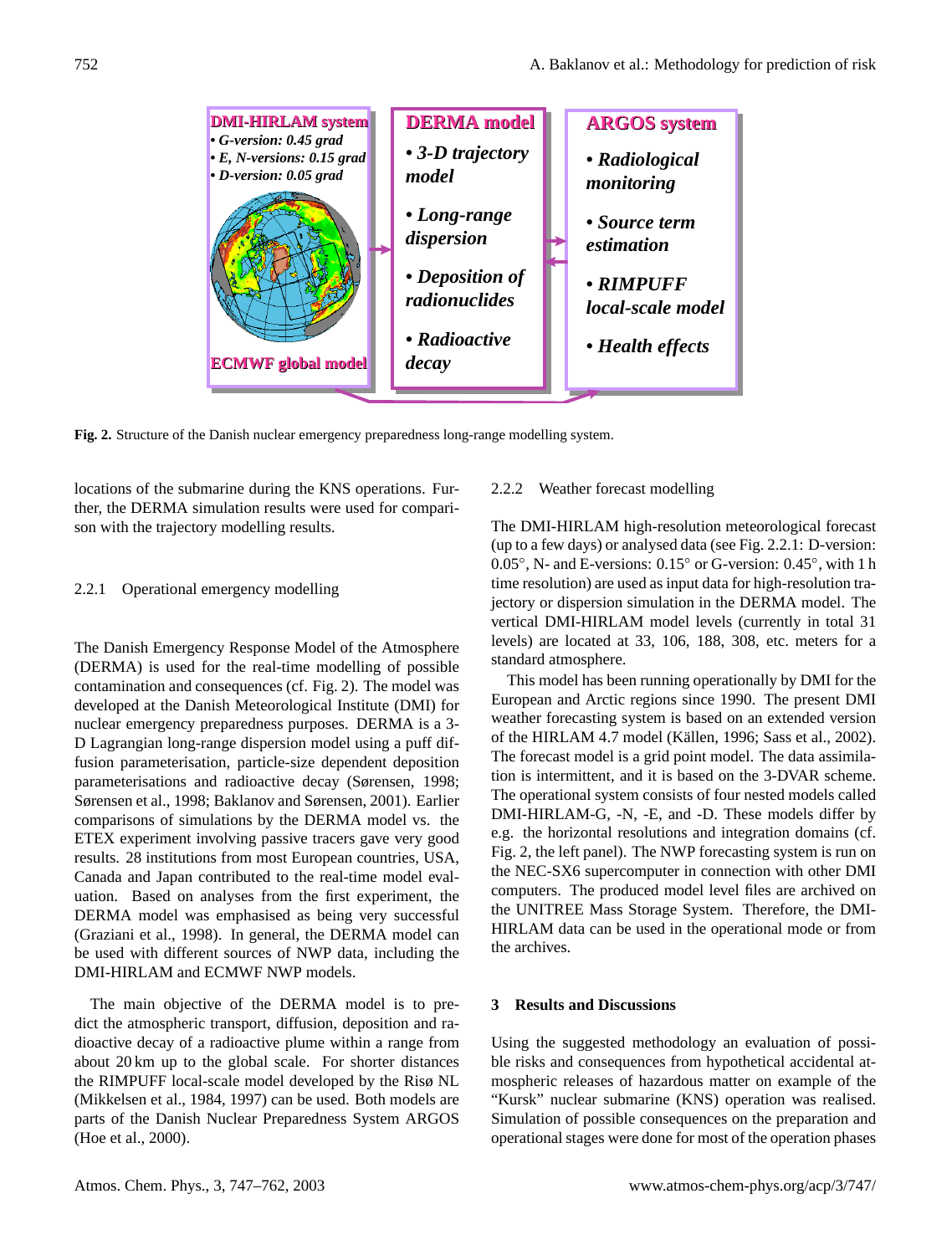DMI-HIRLAM system
- G-version: 0.45 grad
- E, N-versions: 0.15 grad
- D-version: 0.05 grad

ECMWF global model

DERMA model
- 3-D trajectory model
- Long-range dispersion
- Deposition of radionuclides
- Radioactive decay

ARGOS system
- Radiological monitoring
- Source term estimation
- RIMPUFF local-scale model
- Health effects

**Fig. 2.** Structure of the Danish nuclear emergency preparedness long-range modelling system.

locations of the submarine during the KNS operations. Further, the DERMA simulation results were used for comparison with the trajectory modelling results.

#### 2.2.1 Operational emergency modelling

The Danish Emergency Response Model of the Atmosphere (DERMA) is used for the real-time modelling of possible contamination and consequences (cf. Fig. 2). The model was developed at the Danish Meteorological Institute (DMI) for nuclear emergency preparedness purposes. DERMA is a 3-D Lagrangian long-range dispersion model using a puff diffusion parameterisation, particle-size dependent deposition parameterisations and radioactive decay (Sørensen, 1998; Sørensen et al., 1998; Baklanov and Sørensen, 2001). Earlier comparisons of simulations by the DERMA model vs. the ETEX experiment involving passive tracers gave very good results. 28 institutions from most European countries, USA, Canada and Japan contributed to the real-time model evaluation. Based on analyses from the first experiment, the DERMA model was emphasised as being very successful (Graziani et al., 1998). In general, the DERMA model can be used with different sources of NWP data, including the DMI-HIRLAM and ECMWF NWP models.

The main objective of the DERMA model is to predict the atmospheric transport, diffusion, deposition and radioactive decay of a radioactive plume within a range from about 20 km up to the global scale. For shorter distances the RIMPUFF local-scale model developed by the Risø NL (Mikkelsen et al., 1984, 1997) can be used. Both models are parts of the Danish Nuclear Preparedness System ARGOS (Hoe et al., 2000).

#### 2.2.2 Weather forecast modelling

The DMI-HIRLAM high-resolution meteorological forecast (up to a few days) or analysed data (see Fig. 2.2.1: D-version: 0.05°, N- and E-versions: 0.15° or G-version: 0.45°, with 1 h time resolution) are used as input data for high-resolution trajectory or dispersion simulation in the DERMA model. The vertical DMI-HIRLAM model levels (currently in total 31 levels) are located at 33, 106, 188, 308, etc. meters for a standard atmosphere.

This model has been running operationally by DMI for the European and Arctic regions since 1990. The present DMI weather forecasting system is based on an extended version of the HIRLAM 4.7 model (Källen, 1996; Sass et al., 2002). The forecast model is a grid point model. The data assimilation is intermittent, and it is based on the 3-DVAR scheme. The operational system consists of four nested models called DMI-HIRLAM-G, -N, -E, and -D. These models differ by e.g. the horizontal resolutions and integration domains (cf. Fig. 2, the left panel). The NWP forecasting system is run on the NEC-SX6 supercomputer in connection with other DMI computers. The produced model level files are archived on the UNITREE Mass Storage System. Therefore, the DMI-HIRLAM data can be used in the operational mode or from the archives.

## 3 Results and Discussions

Using the suggested methodology an evaluation of possible risks and consequences from hypothetical accidental atmospheric releases of hazardous matter on example of the "Kursk" nuclear submarine (KNS) operation was realised. Simulation of possible consequences on the preparation and operational stages were done for most of the operation phases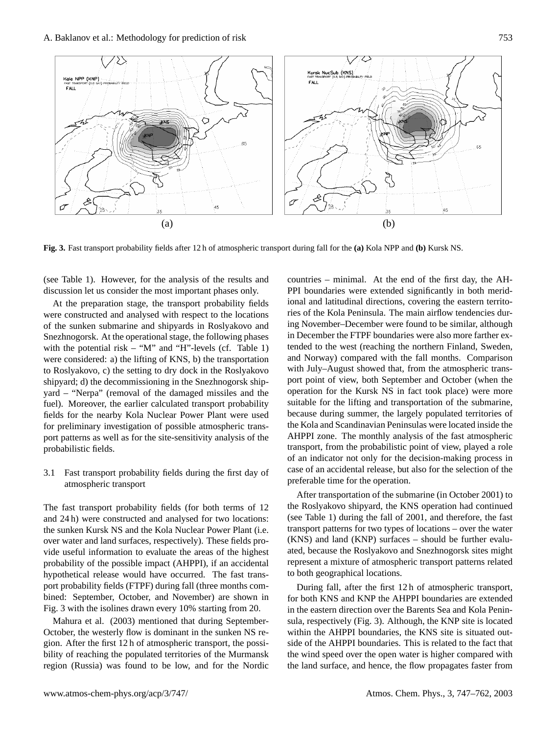**Fig. 3.** Fast transport probability fields after 12 h of atmospheric transport during fall for the **(a)** Kola NPP and **(b)** Kursk NS.

(see Table 1). However, for the analysis of the results and discussion let us consider the most important phases only.

At the preparation stage, the transport probability fields were constructed and analysed with respect to the locations of the sunken submarine and shipyards in Roslyakovo and Snezhnogorsk. At the operational stage, the following phases with the potential risk – "M" and "H"-levels (cf. Table 1) were considered: a) the lifting of KNS, b) the transportation to Roslyakovo, c) the setting to dry dock in the Roslyakovo shipyard; d) the decommissioning in the Snezhnogorsk shipyard – "Nerpa" (removal of the damaged missiles and the fuel). Moreover, the earlier calculated transport probability fields for the nearby Kola Nuclear Power Plant were used for preliminary investigation of possible atmospheric transport patterns as well as for the site-sensitivity analysis of the probabilistic fields.

### 3.1 Fast transport probability fields during the first day of atmospheric transport

The fast transport probability fields (for both terms of 12 and 24 h) were constructed and analysed for two locations: the sunken Kursk NS and the Kola Nuclear Power Plant (i.e. over water and land surfaces, respectively). These fields provide useful information to evaluate the areas of the highest probability of the possible impact (AHPPI), if an accidental hypothetical release would have occurred. The fast transport probability fields (FTPF) during fall (three months combined: September, October, and November) are shown in Fig. 3 with the isolines drawn every 10% starting from 20.

Mahura et al. (2003) mentioned that during September-October, the westerly flow is dominant in the sunken NS region. After the first 12 h of atmospheric transport, the possibility of reaching the populated territories of the Murmansk region (Russia) was found to be low, and for the Nordic countries – minimal. At the end of the first day, the AHPPI boundaries were extended significantly in both meridional and latitudinal directions, covering the eastern territories of the Kola Peninsula. The main airflow tendencies during November–December were found to be similar, although in December the FTPF boundaries were also more farther extended to the west (reaching the northern Finland, Sweden, and Norway) compared with the fall months. Comparison with July–August showed that, from the atmospheric transport point of view, both September and October (when the operation for the Kursk NS in fact took place) were more suitable for the lifting and transportation of the submarine, because during summer, the largely populated territories of the Kola and Scandinavian Peninsulas were located inside the AHPPI zone. The monthly analysis of the fast atmospheric transport, from the probabilistic point of view, played a role of an indicator not only for the decision-making process in case of an accidental release, but also for the selection of the preferable time for the operation.

After transportation of the submarine (in October 2001) to the Roslyakovo shipyard, the KNS operation had continued (see Table 1) during the fall of 2001, and therefore, the fast transport patterns for two types of locations – over the water (KNS) and land (KNP) surfaces – should be further evaluated, because the Roslyakovo and Snezhnogorsk sites might represent a mixture of atmospheric transport patterns related to both geographical locations.

During fall, after the first 12 h of atmospheric transport, for both KNS and KNP the AHPPI boundaries are extended in the eastern direction over the Barents Sea and Kola Peninsula, respectively (Fig. 3). Although, the KNP site is located within the AHPPI boundaries, the KNS site is situated outside of the AHPPI boundaries. This is related to the fact that the wind speed over the open water is higher compared with the land surface, and hence, the flow propagates faster from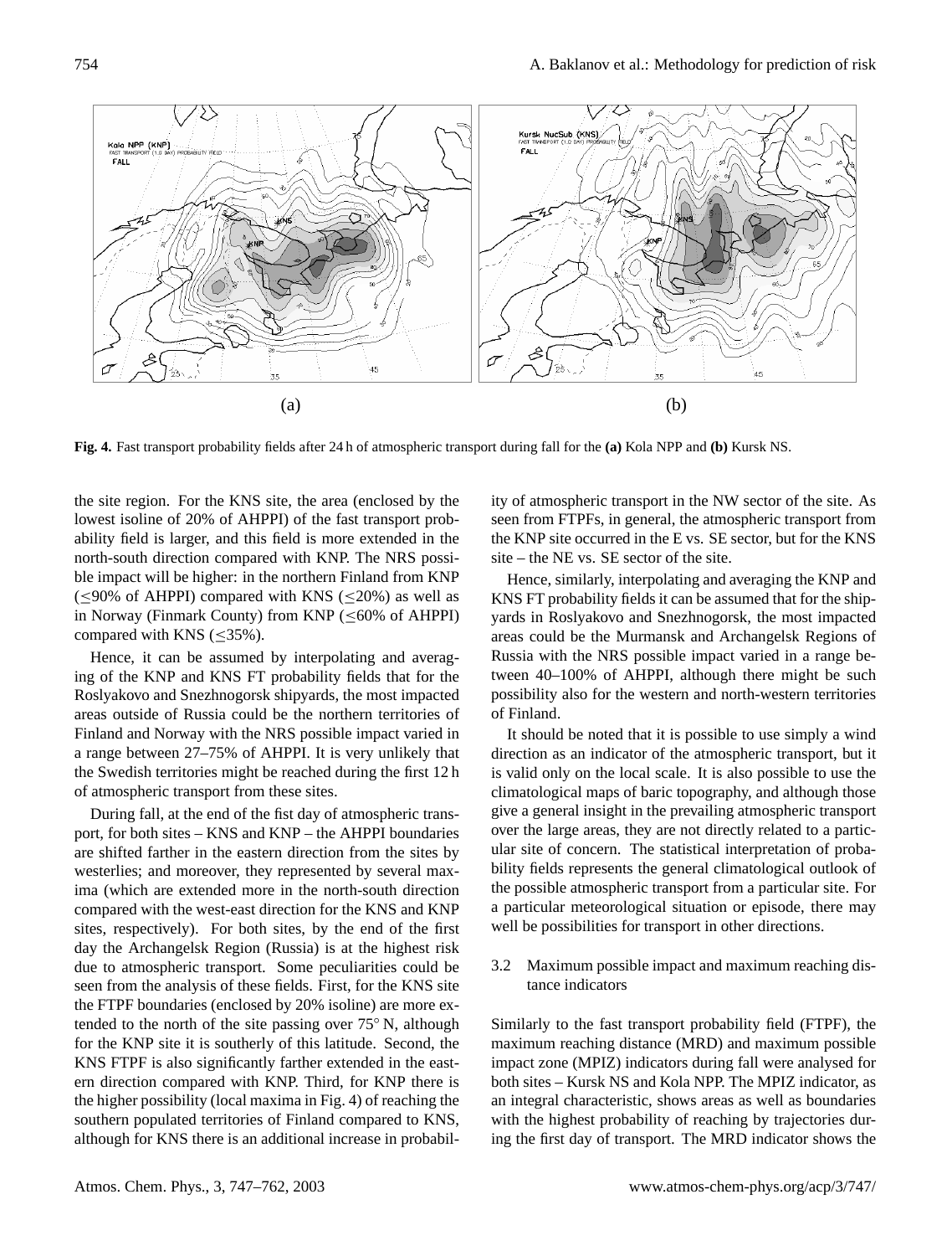Kola NPP (KNP)
FAST TRANSPORT (1.0 DAY) PROBABILITY FIELD
FALL

Kursk NucSub (KNS)
FAST TRANSPORT (1.0 DAY) PROBABILITY FIELD
FALL

(a)

(b)

**Fig. 4.** Fast transport probability fields after 24 h of atmospheric transport during fall for the **(a)** Kola NPP and **(b)** Kursk NS.

the site region. For the KNS site, the area (enclosed by the lowest isoline of 20% of AHPPI) of the fast transport probability field is larger, and this field is more extended in the north-south direction compared with KNP. The NRS possible impact will be higher: in the northern Finland from KNP ($\leq$90% of AHPPI) compared with KNS ($\leq$20%) as well as in Norway (Finmark County) from KNP ($\leq$60% of AHPPI) compared with KNS ($\leq$35%).

Hence, it can be assumed by interpolating and averaging of the KNP and KNS FT probability fields that for the Roslyakovo and Snezhnogorsk shipyards, the most impacted areas outside of Russia could be the northern territories of Finland and Norway with the NRS possible impact varied in a range between 27–75% of AHPPI. It is very unlikely that the Swedish territories might be reached during the first 12 h of atmospheric transport from these sites.

During fall, at the end of the fist day of atmospheric transport, for both sites – KNS and KNP – the AHPPI boundaries are shifted farther in the eastern direction from the sites by westerlies; and moreover, they represented by several maxima (which are extended more in the north-south direction compared with the west-east direction for the KNS and KNP sites, respectively). For both sites, by the end of the first day the Archangelsk Region (Russia) is at the highest risk due to atmospheric transport. Some peculiarities could be seen from the analysis of these fields. First, for the KNS site the FTPF boundaries (enclosed by 20% isoline) are more extended to the north of the site passing over 75° N, although for the KNP site it is southerly of this latitude. Second, the KNS FTPF is also significantly farther extended in the eastern direction compared with KNP. Third, for KNP there is the higher possibility (local maxima in Fig. 4) of reaching the southern populated territories of Finland compared to KNS, although for KNS there is an additional increase in probability of atmospheric transport in the NW sector of the site. As seen from FTPFs, in general, the atmospheric transport from the KNP site occurred in the E vs. SE sector, but for the KNS site – the NE vs. SE sector of the site.

Hence, similarly, interpolating and averaging the KNP and KNS FT probability fields it can be assumed that for the shipyards in Roslyakovo and Snezhnogorsk, the most impacted areas could be the Murmansk and Archangelsk Regions of Russia with the NRS possible impact varied in a range between 40–100% of AHPPI, although there might be such possibility also for the western and north-western territories of Finland.

It should be noted that it is possible to use simply a wind direction as an indicator of the atmospheric transport, but it is valid only on the local scale. It is also possible to use the climatological maps of baric topography, and although those give a general insight in the prevailing atmospheric transport over the large areas, they are not directly related to a particular site of concern. The statistical interpretation of probability fields represents the general climatological outlook of the possible atmospheric transport from a particular site. For a particular meteorological situation or episode, there may well be possibilities for transport in other directions.

### 3.2 Maximum possible impact and maximum reaching distance indicators

Similarly to the fast transport probability field (FTPF), the maximum reaching distance (MRD) and maximum possible impact zone (MPIZ) indicators during fall were analysed for both sites – Kursk NS and Kola NPP. The MPIZ indicator, as an integral characteristic, shows areas as well as boundaries with the highest probability of reaching by trajectories during the first day of transport. The MRD indicator shows the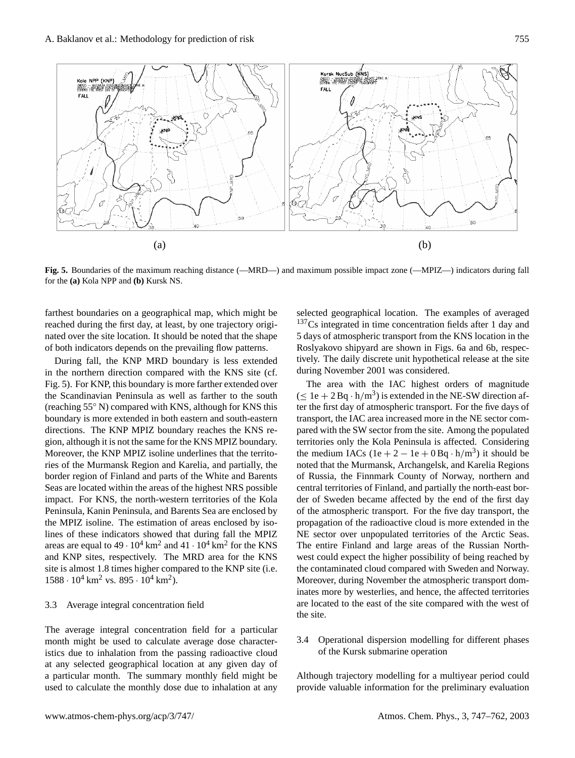(a) (b)

**Fig. 5.** Boundaries of the maximum reaching distance (—MRD—) and maximum possible impact zone (—MPIZ—) indicators during fall for the **(a)** Kola NPP and **(b)** Kursk NS.

farthest boundaries on a geographical map, which might be reached during the first day, at least, by one trajectory originated over the site location. It should be noted that the shape of both indicators depends on the prevailing flow patterns.

During fall, the KNP MRD boundary is less extended in the northern direction compared with the KNS site (cf. Fig. 5). For KNP, this boundary is more farther extended over the Scandinavian Peninsula as well as farther to the south (reaching 55° N) compared with KNS, although for KNS this boundary is more extended in both eastern and south-eastern directions. The KNP MPIZ boundary reaches the KNS region, although it is not the same for the KNS MPIZ boundary. Moreover, the KNP MPIZ isoline underlines that the territories of the Murmansk Region and Karelia, and partially, the border region of Finland and parts of the White and Barents Seas are located within the areas of the highest NRS possible impact. For KNS, the north-western territories of the Kola Peninsula, Kanin Peninsula, and Barents Sea are enclosed by the MPIZ isoline. The estimation of areas enclosed by isolines of these indicators showed that during fall the MPIZ areas are equal to $49 \cdot 10^4\,\mathrm{km}^2$ and $41 \cdot 10^4\,\mathrm{km}^2$ for the KNS and KNP sites, respectively. The MRD area for the KNS site is almost 1.8 times higher compared to the KNP site (i.e. $1588 \cdot 10^4\,\mathrm{km}^2$ vs. $895 \cdot 10^4\,\mathrm{km}^2$).

### 3.3 Average integral concentration field

The average integral concentration field for a particular month might be used to calculate average dose characteristics due to inhalation from the passing radioactive cloud at any selected geographical location at any given day of a particular month. The summary monthly field might be used to calculate the monthly dose due to inhalation at any selected geographical location. The examples of averaged $^{137}$Cs integrated in time concentration fields after 1 day and 5 days of atmospheric transport from the KNS location in the Roslyakovo shipyard are shown in Figs. 6a and 6b, respectively. The daily discrete unit hypothetical release at the site during November 2001 was considered.

The area with the IAC highest orders of magnitude ($\leq 1\mathrm{e}+2\,\mathrm{Bq}\cdot\mathrm{h/m}^3$) is extended in the NE-SW direction after the first day of atmospheric transport. For the five days of transport, the IAC area increased more in the NE sector compared with the SW sector from the site. Among the populated territories only the Kola Peninsula is affected. Considering the medium IACs ($1\mathrm{e}+2 - 1\mathrm{e}+0\,\mathrm{Bq}\cdot\mathrm{h/m}^3$) it should be noted that the Murmansk, Archangelsk, and Karelia Regions of Russia, the Finnmark County of Norway, northern and central territories of Finland, and partially the north-east border of Sweden became affected by the end of the first day of the atmospheric transport. For the five day transport, the propagation of the radioactive cloud is more extended in the NE sector over unpopulated territories of the Arctic Seas. The entire Finland and large areas of the Russian Northwest could expect the higher possibility of being reached by the contaminated cloud compared with Sweden and Norway. Moreover, during November the atmospheric transport dominates more by westerlies, and hence, the affected territories are located to the east of the site compared with the west of the site.

### 3.4 Operational dispersion modelling for different phases of the Kursk submarine operation

Although trajectory modelling for a multiyear period could provide valuable information for the preliminary evaluation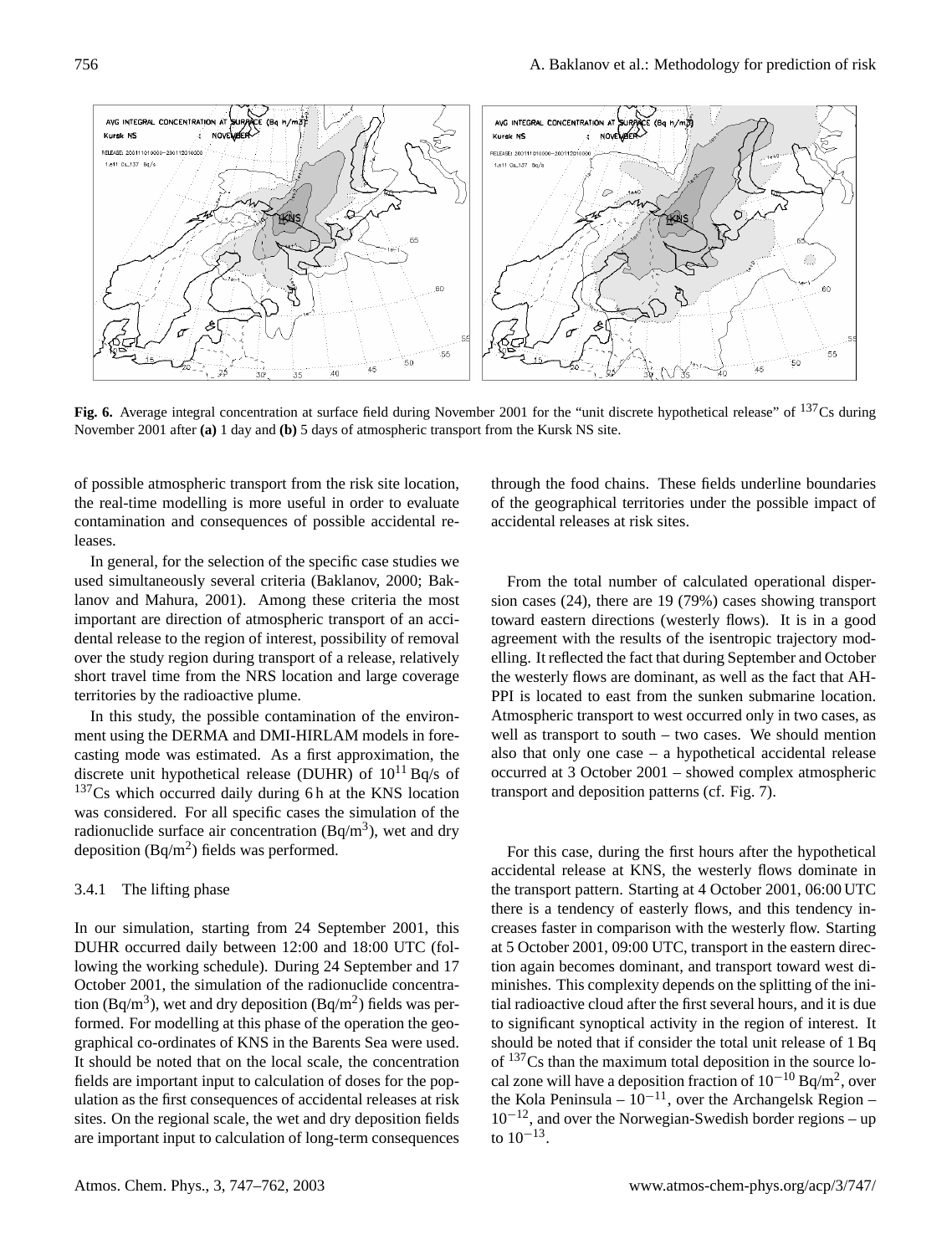**Fig. 6.** Average integral concentration at surface field during November 2001 for the "unit discrete hypothetical release" of $^{137}$Cs during November 2001 after **(a)** 1 day and **(b)** 5 days of atmospheric transport from the Kursk NS site.

of possible atmospheric transport from the risk site location, the real-time modelling is more useful in order to evaluate contamination and consequences of possible accidental releases.

In general, for the selection of the specific case studies we used simultaneously several criteria (Baklanov, 2000; Baklanov and Mahura, 2001). Among these criteria the most important are direction of atmospheric transport of an accidental release to the region of interest, possibility of removal over the study region during transport of a release, relatively short travel time from the NRS location and large coverage territories by the radioactive plume.

In this study, the possible contamination of the environment using the DERMA and DMI-HIRLAM models in forecasting mode was estimated. As a first approximation, the discrete unit hypothetical release (DUHR) of $10^{11}$ Bq/s of $^{137}$Cs which occurred daily during 6 h at the KNS location was considered. For all specific cases the simulation of the radionuclide surface air concentration (Bq/m$^3$), wet and dry deposition (Bq/m$^2$) fields was performed.

### 3.4.1 The lifting phase

In our simulation, starting from 24 September 2001, this DUHR occurred daily between 12:00 and 18:00 UTC (following the working schedule). During 24 September and 17 October 2001, the simulation of the radionuclide concentration (Bq/m$^3$), wet and dry deposition (Bq/m$^2$) fields was performed. For modelling at this phase of the operation the geographical co-ordinates of KNS in the Barents Sea were used. It should be noted that on the local scale, the concentration fields are important input to calculation of doses for the population as the first consequences of accidental releases at risk sites. On the regional scale, the wet and dry deposition fields are important input to calculation of long-term consequences through the food chains. These fields underline boundaries of the geographical territories under the possible impact of accidental releases at risk sites.

From the total number of calculated operational dispersion cases (24), there are 19 (79%) cases showing transport toward eastern directions (westerly flows). It is in a good agreement with the results of the isentropic trajectory modelling. It reflected the fact that during September and October the westerly flows are dominant, as well as the fact that AH-PPI is located to east from the sunken submarine location. Atmospheric transport to west occurred only in two cases, as well as transport to south – two cases. We should mention also that only one case – a hypothetical accidental release occurred at 3 October 2001 – showed complex atmospheric transport and deposition patterns (cf. Fig. 7).

For this case, during the first hours after the hypothetical accidental release at KNS, the westerly flows dominate in the transport pattern. Starting at 4 October 2001, 06:00 UTC there is a tendency of easterly flows, and this tendency increases faster in comparison with the westerly flow. Starting at 5 October 2001, 09:00 UTC, transport in the eastern direction again becomes dominant, and transport toward west diminishes. This complexity depends on the splitting of the initial radioactive cloud after the first several hours, and it is due to significant synoptical activity in the region of interest. It should be noted that if consider the total unit release of 1 Bq of $^{137}$Cs than the maximum total deposition in the source local zone will have a deposition fraction of $10^{-10}$ Bq/m$^2$, over the Kola Peninsula – $10^{-11}$, over the Archangelsk Region – $10^{-12}$, and over the Norwegian-Swedish border regions – up to $10^{-13}$.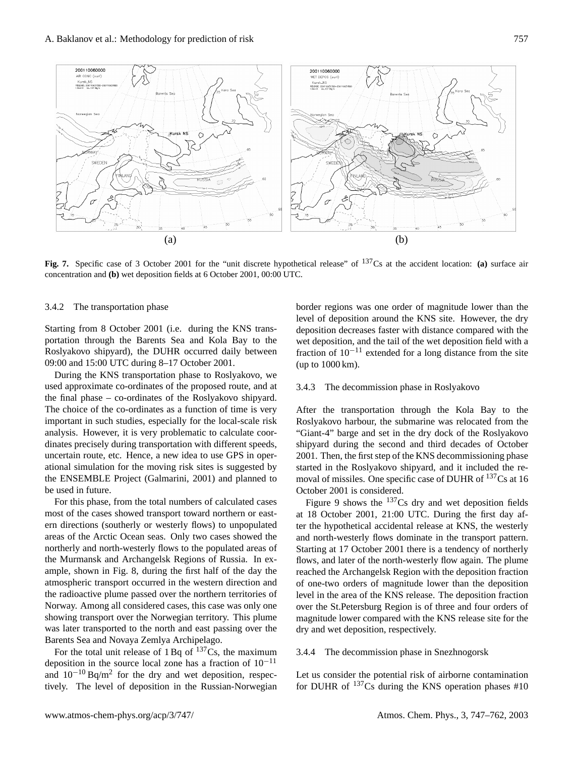Fig. 7. Specific case of 3 October 2001 for the "unit discrete hypothetical release" of $^{137}$Cs at the accident location: **(a)** surface air concentration and **(b)** wet deposition fields at 6 October 2001, 00:00 UTC.

#### 3.4.2 The transportation phase

Starting from 8 October 2001 (i.e. during the KNS transportation through the Barents Sea and Kola Bay to the Roslyakovo shipyard), the DUHR occurred daily between 09:00 and 15:00 UTC during 8–17 October 2001.

During the KNS transportation phase to Roslyakovo, we used approximate co-ordinates of the proposed route, and at the final phase – co-ordinates of the Roslyakovo shipyard. The choice of the co-ordinates as a function of time is very important in such studies, especially for the local-scale risk analysis. However, it is very problematic to calculate coordinates precisely during transportation with different speeds, uncertain route, etc. Hence, a new idea to use GPS in operational simulation for the moving risk sites is suggested by the ENSEMBLE Project (Galmarini, 2001) and planned to be used in future.

For this phase, from the total numbers of calculated cases most of the cases showed transport toward northern or eastern directions (southerly or westerly flows) to unpopulated areas of the Arctic Ocean seas. Only two cases showed the northerly and north-westerly flows to the populated areas of the Murmansk and Archangelsk Regions of Russia. In example, shown in Fig. 8, during the first half of the day the atmospheric transport occurred in the western direction and the radioactive plume passed over the northern territories of Norway. Among all considered cases, this case was only one showing transport over the Norwegian territory. This plume was later transported to the north and east passing over the Barents Sea and Novaya Zemlya Archipelago.

For the total unit release of 1 Bq of $^{137}$Cs, the maximum deposition in the source local zone has a fraction of $10^{-11}$ and $10^{-10}$ Bq/m$^2$ for the dry and wet deposition, respectively. The level of deposition in the Russian-Norwegian border regions was one order of magnitude lower than the level of deposition around the KNS site. However, the dry deposition decreases faster with distance compared with the wet deposition, and the tail of the wet deposition field with a fraction of $10^{-11}$ extended for a long distance from the site (up to 1000 km).

#### 3.4.3 The decommission phase in Roslyakovo

After the transportation through the Kola Bay to the Roslyakovo harbour, the submarine was relocated from the "Giant-4" barge and set in the dry dock of the Roslyakovo shipyard during the second and third decades of October 2001. Then, the first step of the KNS decommissioning phase started in the Roslyakovo shipyard, and it included the removal of missiles. One specific case of DUHR of $^{137}$Cs at 16 October 2001 is considered.

Figure 9 shows the $^{137}$Cs dry and wet deposition fields at 18 October 2001, 21:00 UTC. During the first day after the hypothetical accidental release at KNS, the westerly and north-westerly flows dominate in the transport pattern. Starting at 17 October 2001 there is a tendency of northerly flows, and later of the north-westerly flow again. The plume reached the Archangelsk Region with the deposition fraction of one-two orders of magnitude lower than the deposition level in the area of the KNS release. The deposition fraction over the St.Petersburg Region is of three and four orders of magnitude lower compared with the KNS release site for the dry and wet deposition, respectively.

#### 3.4.4 The decommission phase in Snezhnogorsk

Let us consider the potential risk of airborne contamination for DUHR of $^{137}$Cs during the KNS operation phases #10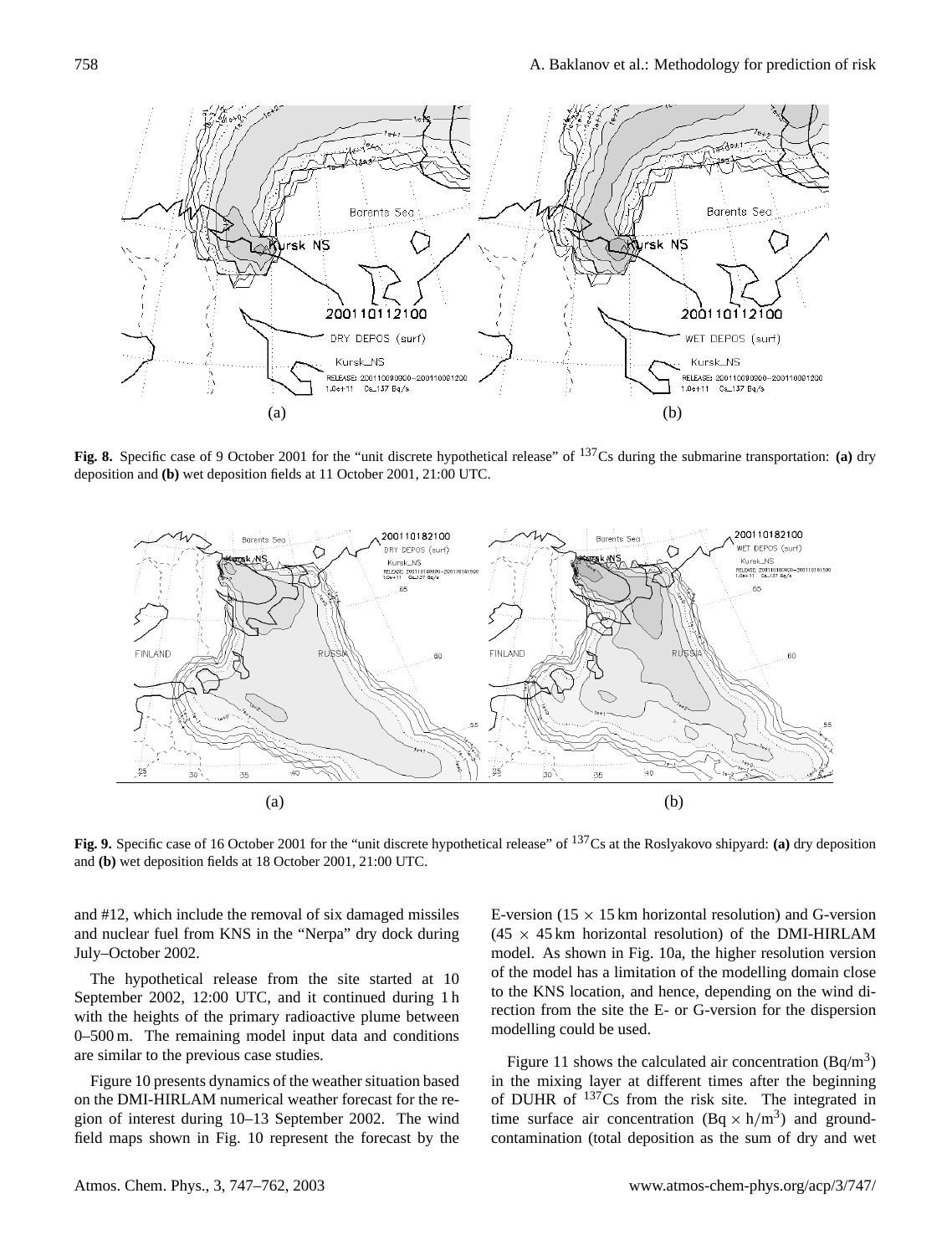**Fig. 8.** Specific case of 9 October 2001 for the "unit discrete hypothetical release" of $^{137}$Cs during the submarine transportation: **(a)** dry deposition and **(b)** wet deposition fields at 11 October 2001, 21:00 UTC.

**Fig. 9.** Specific case of 16 October 2001 for the "unit discrete hypothetical release" of $^{137}$Cs at the Roslyakovo shipyard: **(a)** dry deposition and **(b)** wet deposition fields at 18 October 2001, 21:00 UTC.

and #12, which include the removal of six damaged missiles and nuclear fuel from KNS in the "Nerpa" dry dock during July–October 2002.

The hypothetical release from the site started at 10 September 2002, 12:00 UTC, and it continued during 1 h with the heights of the primary radioactive plume between 0–500 m. The remaining model input data and conditions are similar to the previous case studies.

Figure 10 presents dynamics of the weather situation based on the DMI-HIRLAM numerical weather forecast for the region of interest during 10–13 September 2002. The wind field maps shown in Fig. 10 represent the forecast by the E-version ($15 \times 15$ km horizontal resolution) and G-version ($45 \times 45$ km horizontal resolution) of the DMI-HIRLAM model. As shown in Fig. 10a, the higher resolution version of the model has a limitation of the modelling domain close to the KNS location, and hence, depending on the wind direction from the site the E- or G-version for the dispersion modelling could be used.

Figure 11 shows the calculated air concentration (Bq/m$^3$) in the mixing layer at different times after the beginning of DUHR of $^{137}$Cs from the risk site. The integrated in time surface air concentration (Bq $\times$ h/m$^3$) and ground-contamination (total deposition as the sum of dry and wet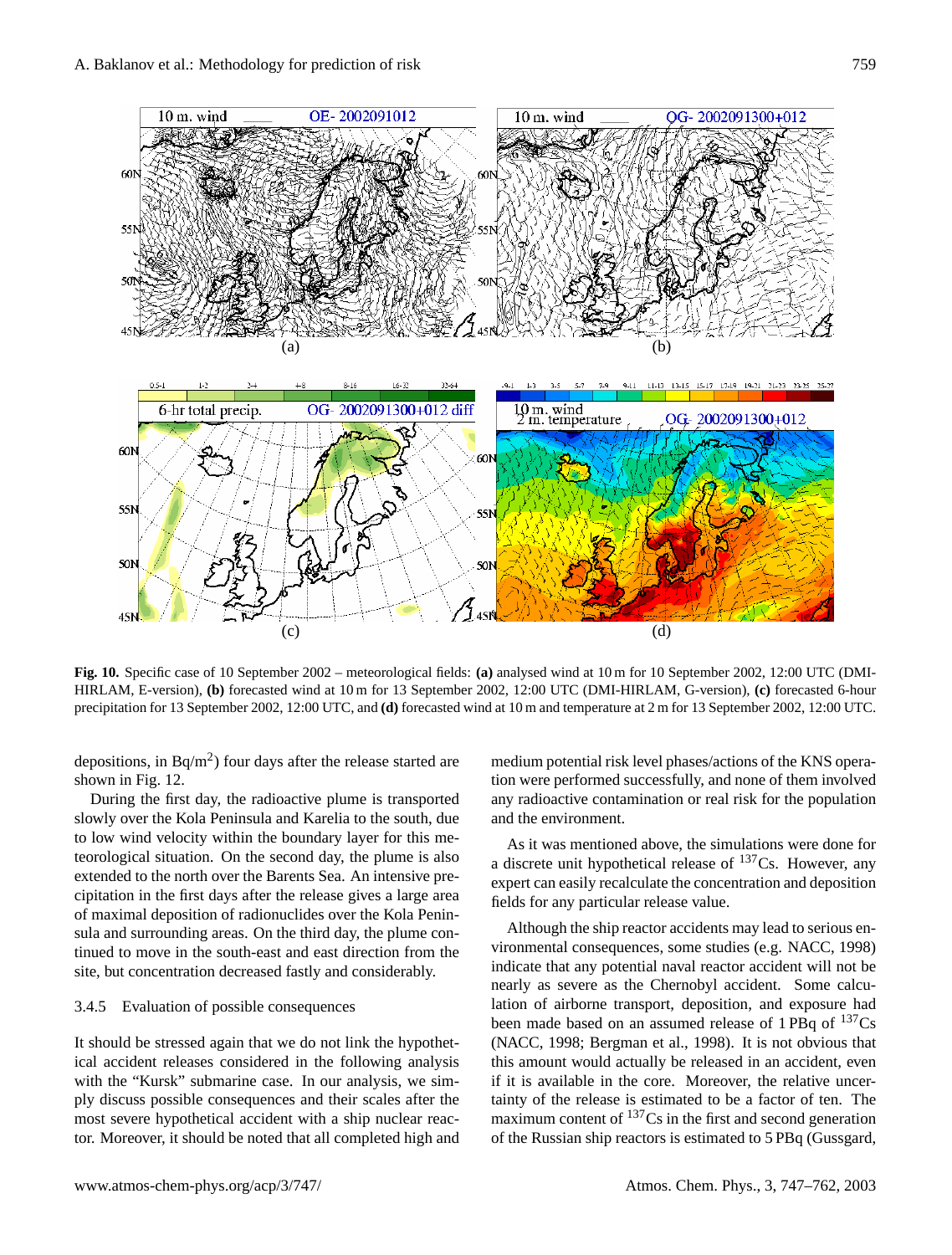Fig. 10. Specific case of 10 September 2002 – meteorological fields: **(a)** analysed wind at 10 m for 10 September 2002, 12:00 UTC (DMI-HIRLAM, E-version), **(b)** forecasted wind at 10 m for 13 September 2002, 12:00 UTC (DMI-HIRLAM, G-version), **(c)** forecasted 6-hour precipitation for 13 September 2002, 12:00 UTC, and **(d)** forecasted wind at 10 m and temperature at 2 m for 13 September 2002, 12:00 UTC.

depositions, in Bq/m$^2$) four days after the release started are shown in Fig. 12.

During the first day, the radioactive plume is transported slowly over the Kola Peninsula and Karelia to the south, due to low wind velocity within the boundary layer for this meteorological situation. On the second day, the plume is also extended to the north over the Barents Sea. An intensive precipitation in the first days after the release gives a large area of maximal deposition of radionuclides over the Kola Peninsula and surrounding areas. On the third day, the plume continued to move in the south-east and east direction from the site, but concentration decreased fastly and considerably.

### 3.4.5 Evaluation of possible consequences

It should be stressed again that we do not link the hypothetical accident releases considered in the following analysis with the "Kursk" submarine case. In our analysis, we simply discuss possible consequences and their scales after the most severe hypothetical accident with a ship nuclear reactor. Moreover, it should be noted that all completed high and medium potential risk level phases/actions of the KNS operation were performed successfully, and none of them involved any radioactive contamination or real risk for the population and the environment.

As it was mentioned above, the simulations were done for a discrete unit hypothetical release of $^{137}$Cs. However, any expert can easily recalculate the concentration and deposition fields for any particular release value.

Although the ship reactor accidents may lead to serious environmental consequences, some studies (e.g. NACC, 1998) indicate that any potential naval reactor accident will not be nearly as severe as the Chernobyl accident. Some calculation of airborne transport, deposition, and exposure had been made based on an assumed release of 1 PBq of $^{137}$Cs (NACC, 1998; Bergman et al., 1998). It is not obvious that this amount would actually be released in an accident, even if it is available in the core. Moreover, the relative uncertainty of the release is estimated to be a factor of ten. The maximum content of $^{137}$Cs in the first and second generation of the Russian ship reactors is estimated to 5 PBq (Gussgard,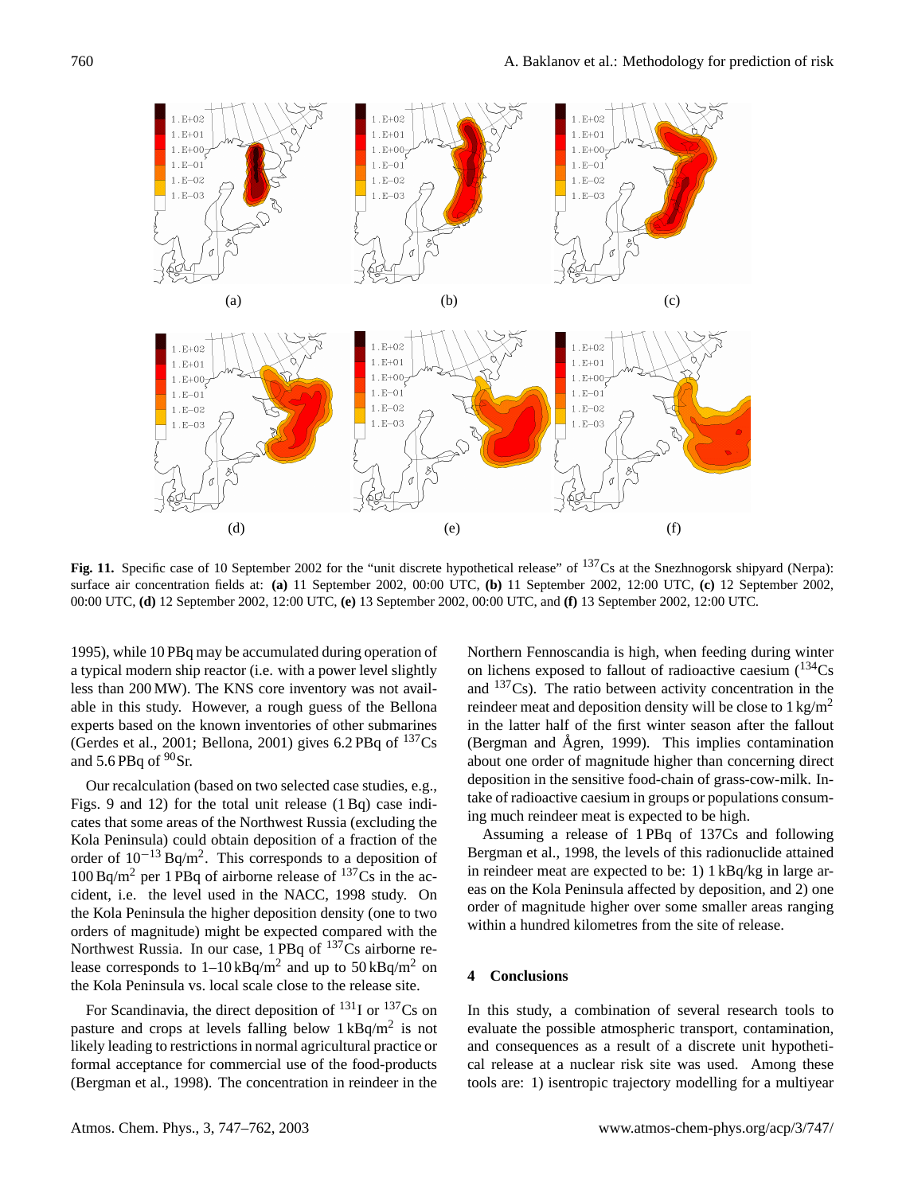**Fig. 11.** Specific case of 10 September 2002 for the "unit discrete hypothetical release" of $^{137}$Cs at the Snezhnogorsk shipyard (Nerpa): surface air concentration fields at: **(a)** 11 September 2002, 00:00 UTC, **(b)** 11 September 2002, 12:00 UTC, **(c)** 12 September 2002, 00:00 UTC, **(d)** 12 September 2002, 12:00 UTC, **(e)** 13 September 2002, 00:00 UTC, and **(f)** 13 September 2002, 12:00 UTC.

1995), while 10 PBq may be accumulated during operation of a typical modern ship reactor (i.e. with a power level slightly less than 200 MW). The KNS core inventory was not available in this study. However, a rough guess of the Bellona experts based on the known inventories of other submarines (Gerdes et al., 2001; Bellona, 2001) gives 6.2 PBq of $^{137}$Cs and 5.6 PBq of $^{90}$Sr.

Our recalculation (based on two selected case studies, e.g., Figs. 9 and 12) for the total unit release (1 Bq) case indicates that some areas of the Northwest Russia (excluding the Kola Peninsula) could obtain deposition of a fraction of the order of $10^{-13}$ Bq/m$^2$. This corresponds to a deposition of 100 Bq/m$^2$ per 1 PBq of airborne release of $^{137}$Cs in the accident, i.e. the level used in the NACC, 1998 study. On the Kola Peninsula the higher deposition density (one to two orders of magnitude) might be expected compared with the Northwest Russia. In our case, 1 PBq of $^{137}$Cs airborne release corresponds to 1–10 kBq/m$^2$ and up to 50 kBq/m$^2$ on the Kola Peninsula vs. local scale close to the release site.

For Scandinavia, the direct deposition of $^{131}$I or $^{137}$Cs on pasture and crops at levels falling below 1 kBq/m$^2$ is not likely leading to restrictions in normal agricultural practice or formal acceptance for commercial use of the food-products (Bergman et al., 1998). The concentration in reindeer in the Northern Fennoscandia is high, when feeding during winter on lichens exposed to fallout of radioactive caesium ($^{134}$Cs and $^{137}$Cs). The ratio between activity concentration in the reindeer meat and deposition density will be close to 1 kg/m$^2$ in the latter half of the first winter season after the fallout (Bergman and Ågren, 1999). This implies contamination about one order of magnitude higher than concerning direct deposition in the sensitive food-chain of grass-cow-milk. Intake of radioactive caesium in groups or populations consuming much reindeer meat is expected to be high.

Assuming a release of 1 PBq of 137Cs and following Bergman et al., 1998, the levels of this radionuclide attained in reindeer meat are expected to be: 1) 1 kBq/kg in large areas on the Kola Peninsula affected by deposition, and 2) one order of magnitude higher over some smaller areas ranging within a hundred kilometres from the site of release.

## 4 Conclusions

In this study, a combination of several research tools to evaluate the possible atmospheric transport, contamination, and consequences as a result of a discrete unit hypothetical release at a nuclear risk site was used. Among these tools are: 1) isentropic trajectory modelling for a multiyear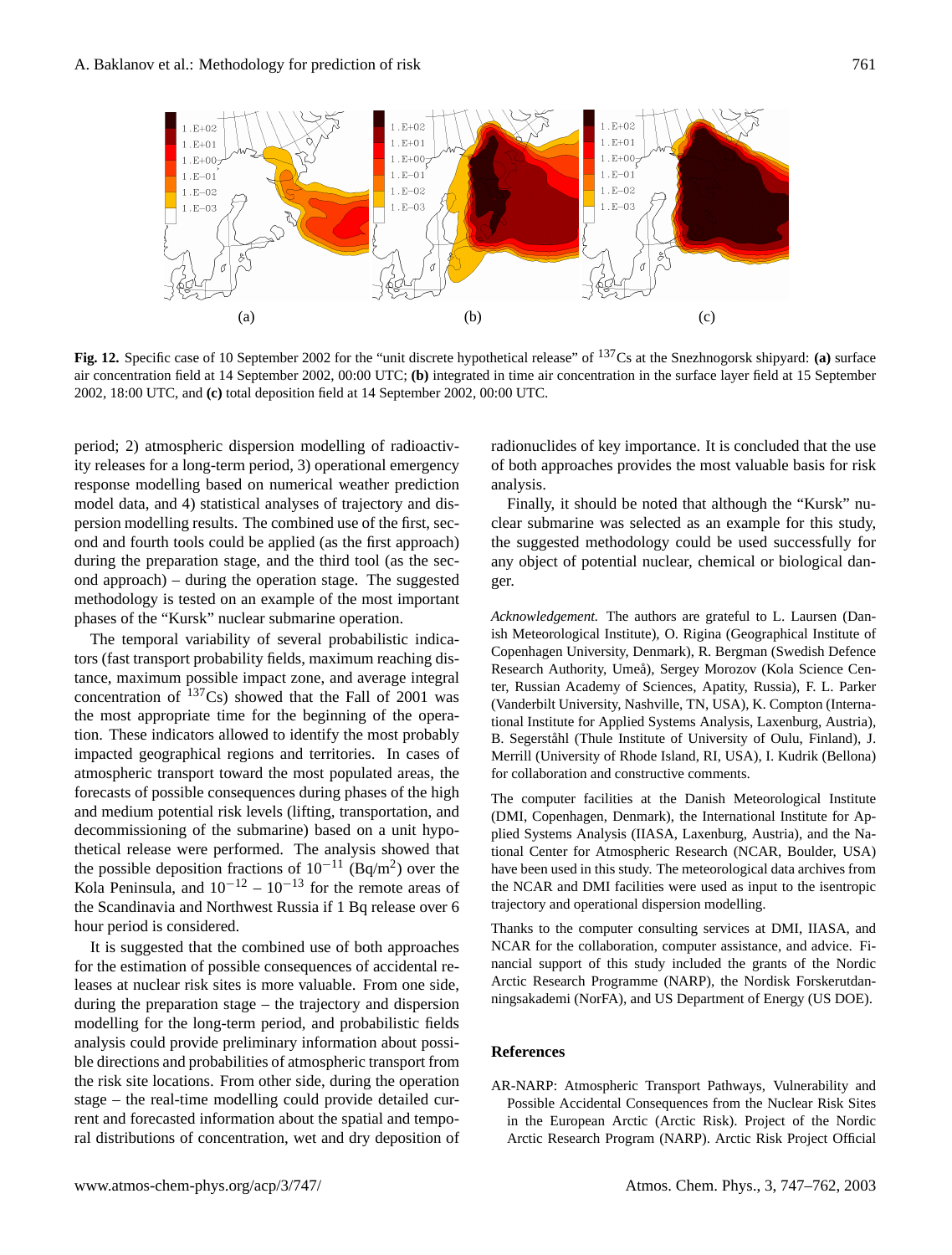**Fig. 12.** Specific case of 10 September 2002 for the "unit discrete hypothetical release" of $^{137}$Cs at the Snezhnogorsk shipyard: **(a)** surface air concentration field at 14 September 2002, 00:00 UTC; **(b)** integrated in time air concentration in the surface layer field at 15 September 2002, 18:00 UTC, and **(c)** total deposition field at 14 September 2002, 00:00 UTC.

period; 2) atmospheric dispersion modelling of radioactivity releases for a long-term period, 3) operational emergency response modelling based on numerical weather prediction model data, and 4) statistical analyses of trajectory and dispersion modelling results. The combined use of the first, second and fourth tools could be applied (as the first approach) during the preparation stage, and the third tool (as the second approach) – during the operation stage. The suggested methodology is tested on an example of the most important phases of the "Kursk" nuclear submarine operation.

The temporal variability of several probabilistic indicators (fast transport probability fields, maximum reaching distance, maximum possible impact zone, and average integral concentration of $^{137}$Cs) showed that the Fall of 2001 was the most appropriate time for the beginning of the operation. These indicators allowed to identify the most probably impacted geographical regions and territories. In cases of atmospheric transport toward the most populated areas, the forecasts of possible consequences during phases of the high and medium potential risk levels (lifting, transportation, and decommissioning of the submarine) based on a unit hypothetical release were performed. The analysis showed that the possible deposition fractions of $10^{-11}$ (Bq/m$^2$) over the Kola Peninsula, and $10^{-12}$ – $10^{-13}$ for the remote areas of the Scandinavia and Northwest Russia if 1 Bq release over 6 hour period is considered.

It is suggested that the combined use of both approaches for the estimation of possible consequences of accidental releases at nuclear risk sites is more valuable. From one side, during the preparation stage – the trajectory and dispersion modelling for the long-term period, and probabilistic fields analysis could provide preliminary information about possible directions and probabilities of atmospheric transport from the risk site locations. From other side, during the operation stage – the real-time modelling could provide detailed current and forecasted information about the spatial and temporal distributions of concentration, wet and dry deposition of radionuclides of key importance. It is concluded that the use of both approaches provides the most valuable basis for risk analysis.

Finally, it should be noted that although the "Kursk" nuclear submarine was selected as an example for this study, the suggested methodology could be used successfully for any object of potential nuclear, chemical or biological danger.

*Acknowledgement.* The authors are grateful to L. Laursen (Danish Meteorological Institute), O. Rigina (Geographical Institute of Copenhagen University, Denmark), R. Bergman (Swedish Defence Research Authority, Umeå), Sergey Morozov (Kola Science Center, Russian Academy of Sciences, Apatity, Russia), F. L. Parker (Vanderbilt University, Nashville, TN, USA), K. Compton (International Institute for Applied Systems Analysis, Laxenburg, Austria), B. Segerståhl (Thule Institute of University of Oulu, Finland), J. Merrill (University of Rhode Island, RI, USA), I. Kudrik (Bellona) for collaboration and constructive comments.

The computer facilities at the Danish Meteorological Institute (DMI, Copenhagen, Denmark), the International Institute for Applied Systems Analysis (IIASA, Laxenburg, Austria), and the National Center for Atmospheric Research (NCAR, Boulder, USA) have been used in this study. The meteorological data archives from the NCAR and DMI facilities were used as input to the isentropic trajectory and operational dispersion modelling.

Thanks to the computer consulting services at DMI, IIASA, and NCAR for the collaboration, computer assistance, and advice. Financial support of this study included the grants of the Nordic Arctic Research Programme (NARP), the Nordisk Forskerutdanningsakademi (NorFA), and US Department of Energy (US DOE).

## References

AR-NARP: Atmospheric Transport Pathways, Vulnerability and Possible Accidental Consequences from the Nuclear Risk Sites in the European Arctic (Arctic Risk). Project of the Nordic Arctic Research Program (NARP). Arctic Risk Project Official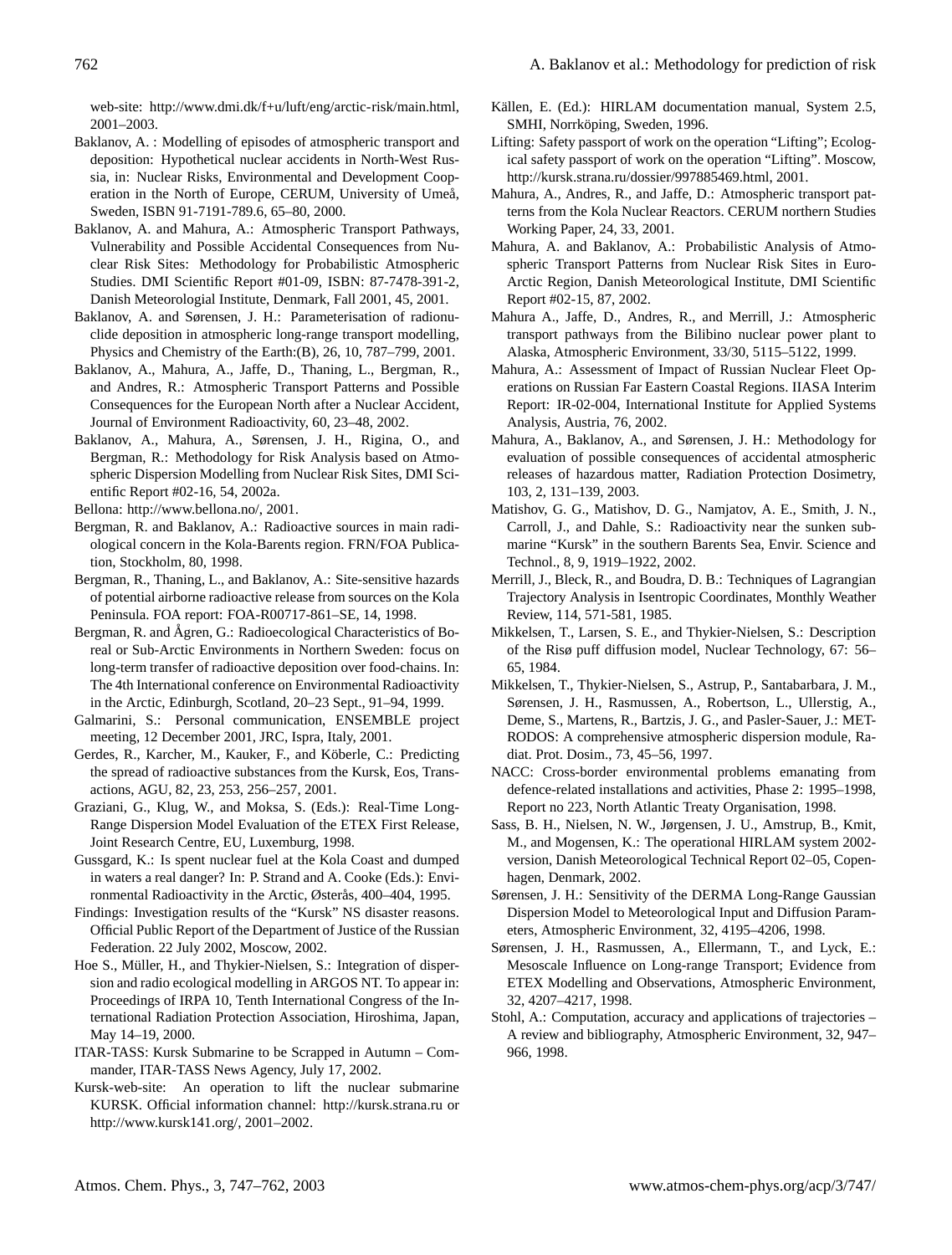web-site: http://www.dmi.dk/f+u/luft/eng/arctic-risk/main.html, 2001–2003.

Baklanov, A. : Modelling of episodes of atmospheric transport and deposition: Hypothetical nuclear accidents in North-West Russia, in: Nuclear Risks, Environmental and Development Cooperation in the North of Europe, CERUM, University of Umeå, Sweden, ISBN 91-7191-789.6, 65–80, 2000.

Baklanov, A. and Mahura, A.: Atmospheric Transport Pathways, Vulnerability and Possible Accidental Consequences from Nuclear Risk Sites: Methodology for Probabilistic Atmospheric Studies. DMI Scientific Report #01-09, ISBN: 87-7478-391-2, Danish Meteorologial Institute, Denmark, Fall 2001, 45, 2001.

Baklanov, A. and Sørensen, J. H.: Parameterisation of radionuclide deposition in atmospheric long-range transport modelling, Physics and Chemistry of the Earth:(B), 26, 10, 787–799, 2001.

Baklanov, A., Mahura, A., Jaffe, D., Thaning, L., Bergman, R., and Andres, R.: Atmospheric Transport Patterns and Possible Consequences for the European North after a Nuclear Accident, Journal of Environment Radioactivity, 60, 23–48, 2002.

Baklanov, A., Mahura, A., Sørensen, J. H., Rigina, O., and Bergman, R.: Methodology for Risk Analysis based on Atmospheric Dispersion Modelling from Nuclear Risk Sites, DMI Scientific Report #02-16, 54, 2002a.

Bellona: http://www.bellona.no/, 2001.

Bergman, R. and Baklanov, A.: Radioactive sources in main radiological concern in the Kola-Barents region. FRN/FOA Publication, Stockholm, 80, 1998.

Bergman, R., Thaning, L., and Baklanov, A.: Site-sensitive hazards of potential airborne radioactive release from sources on the Kola Peninsula. FOA report: FOA-R00717-861–SE, 14, 1998.

Bergman, R. and Ågren, G.: Radioecological Characteristics of Boreal or Sub-Arctic Environments in Northern Sweden: focus on long-term transfer of radioactive deposition over food-chains. In: The 4th International conference on Environmental Radioactivity in the Arctic, Edinburgh, Scotland, 20–23 Sept., 91–94, 1999.

Galmarini, S.: Personal communication, ENSEMBLE project meeting, 12 December 2001, JRC, Ispra, Italy, 2001.

Gerdes, R., Karcher, M., Kauker, F., and Köberle, C.: Predicting the spread of radioactive substances from the Kursk, Eos, Transactions, AGU, 82, 23, 253, 256–257, 2001.

Graziani, G., Klug, W., and Moksa, S. (Eds.): Real-Time Long-Range Dispersion Model Evaluation of the ETEX First Release, Joint Research Centre, EU, Luxemburg, 1998.

Gussgard, K.: Is spent nuclear fuel at the Kola Coast and dumped in waters a real danger? In: P. Strand and A. Cooke (Eds.): Environmental Radioactivity in the Arctic, Østerås, 400–404, 1995.

Findings: Investigation results of the "Kursk" NS disaster reasons. Official Public Report of the Department of Justice of the Russian Federation. 22 July 2002, Moscow, 2002.

Hoe S., Müller, H., and Thykier-Nielsen, S.: Integration of dispersion and radio ecological modelling in ARGOS NT. To appear in: Proceedings of IRPA 10, Tenth International Congress of the International Radiation Protection Association, Hiroshima, Japan, May 14–19, 2000.

ITAR-TASS: Kursk Submarine to be Scrapped in Autumn – Commander, ITAR-TASS News Agency, July 17, 2002.

Kursk-web-site: An operation to lift the nuclear submarine KURSK. Official information channel: http://kursk.strana.ru or http://www.kursk141.org/, 2001–2002.

Källen, E. (Ed.): HIRLAM documentation manual, System 2.5, SMHI, Norrköping, Sweden, 1996.

Lifting: Safety passport of work on the operation "Lifting"; Ecological safety passport of work on the operation "Lifting". Moscow, http://kursk.strana.ru/dossier/997885469.html, 2001.

Mahura, A., Andres, R., and Jaffe, D.: Atmospheric transport patterns from the Kola Nuclear Reactors. CERUM northern Studies Working Paper, 24, 33, 2001.

Mahura, A. and Baklanov, A.: Probabilistic Analysis of Atmospheric Transport Patterns from Nuclear Risk Sites in Euro-Arctic Region, Danish Meteorological Institute, DMI Scientific Report #02-15, 87, 2002.

Mahura A., Jaffe, D., Andres, R., and Merrill, J.: Atmospheric transport pathways from the Bilibino nuclear power plant to Alaska, Atmospheric Environment, 33/30, 5115–5122, 1999.

Mahura, A.: Assessment of Impact of Russian Nuclear Fleet Operations on Russian Far Eastern Coastal Regions. IIASA Interim Report: IR-02-004, International Institute for Applied Systems Analysis, Austria, 76, 2002.

Mahura, A., Baklanov, A., and Sørensen, J. H.: Methodology for evaluation of possible consequences of accidental atmospheric releases of hazardous matter, Radiation Protection Dosimetry, 103, 2, 131–139, 2003.

Matishov, G. G., Matishov, D. G., Namjatov, A. E., Smith, J. N., Carroll, J., and Dahle, S.: Radioactivity near the sunken submarine "Kursk" in the southern Barents Sea, Envir. Science and Technol., 8, 9, 1919–1922, 2002.

Merrill, J., Bleck, R., and Boudra, D. B.: Techniques of Lagrangian Trajectory Analysis in Isentropic Coordinates, Monthly Weather Review, 114, 571-581, 1985.

Mikkelsen, T., Larsen, S. E., and Thykier-Nielsen, S.: Description of the Risø puff diffusion model, Nuclear Technology, 67: 56–65, 1984.

Mikkelsen, T., Thykier-Nielsen, S., Astrup, P., Santabarbara, J. M., Sørensen, J. H., Rasmussen, A., Robertson, L., Ullerstig, A., Deme, S., Martens, R., Bartzis, J. G., and Pasler-Sauer, J.: MET-RODOS: A comprehensive atmospheric dispersion module, Radiat. Prot. Dosim., 73, 45–56, 1997.

NACC: Cross-border environmental problems emanating from defence-related installations and activities, Phase 2: 1995–1998, Report no 223, North Atlantic Treaty Organisation, 1998.

Sass, B. H., Nielsen, N. W., Jørgensen, J. U., Amstrup, B., Kmit, M., and Mogensen, K.: The operational HIRLAM system 2002-version, Danish Meteorological Technical Report 02–05, Copenhagen, Denmark, 2002.

Sørensen, J. H.: Sensitivity of the DERMA Long-Range Gaussian Dispersion Model to Meteorological Input and Diffusion Parameters, Atmospheric Environment, 32, 4195–4206, 1998.

Sørensen, J. H., Rasmussen, A., Ellermann, T., and Lyck, E.: Mesoscale Influence on Long-range Transport; Evidence from ETEX Modelling and Observations, Atmospheric Environment, 32, 4207–4217, 1998.

Stohl, A.: Computation, accuracy and applications of trajectories – A review and bibliography, Atmospheric Environment, 32, 947–966, 1998.